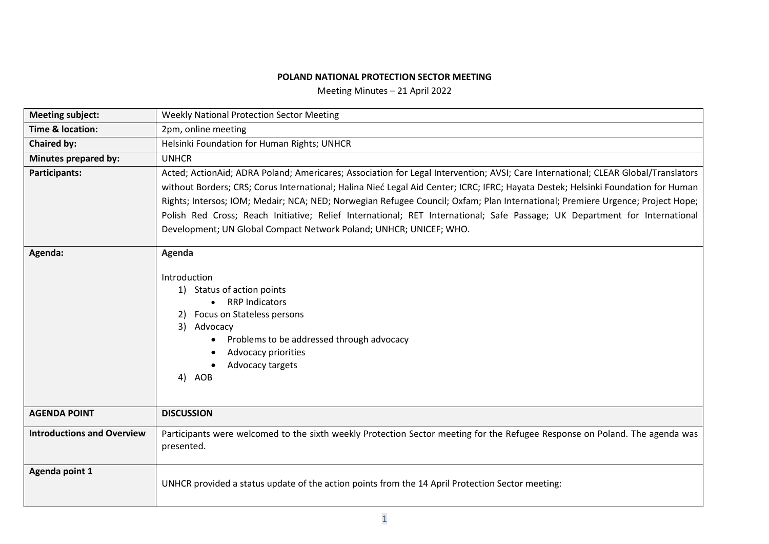**POLAND NATIONAL PROTECTION SECTOR MEETING**

Meeting Minutes – 21 April 2022

| | |
|---|---|
| **Meeting subject:** | Weekly National Protection Sector Meeting |
| **Time & location:** | 2pm, online meeting |
| **Chaired by:** | Helsinki Foundation for Human Rights; UNHCR |
| **Minutes prepared by:** | UNHCR |
| **Participants:** | Acted; ActionAid; ADRA Poland; Americares; Association for Legal Intervention; AVSI; Care International; CLEAR Global/Translators without Borders; CRS; Corus International; Halina Nieć Legal Aid Center; ICRC; IFRC; Hayata Destek; Helsinki Foundation for Human Rights; Intersos; IOM; Medair; NCA; NED; Norwegian Refugee Council; Oxfam; Plan International; Premiere Urgence; Project Hope; Polish Red Cross; Reach Initiative; Relief International; RET International; Safe Passage; UK Department for International Development; UN Global Compact Network Poland; UNHCR; UNICEF; WHO. |
| **Agenda:** | **Agenda**<br><br>Introduction<br>1) Status of action points<br>• RRP Indicators<br>2) Focus on Stateless persons<br>3) Advocacy<br>• Problems to be addressed through advocacy<br>• Advocacy priorities<br>• Advocacy targets<br>4) AOB |
| **AGENDA POINT** | **DISCUSSION** |
| **Introductions and Overview** | Participants were welcomed to the sixth weekly Protection Sector meeting for the Refugee Response on Poland. The agenda was presented. |
| **Agenda point 1** | UNHCR provided a status update of the action points from the 14 April Protection Sector meeting: |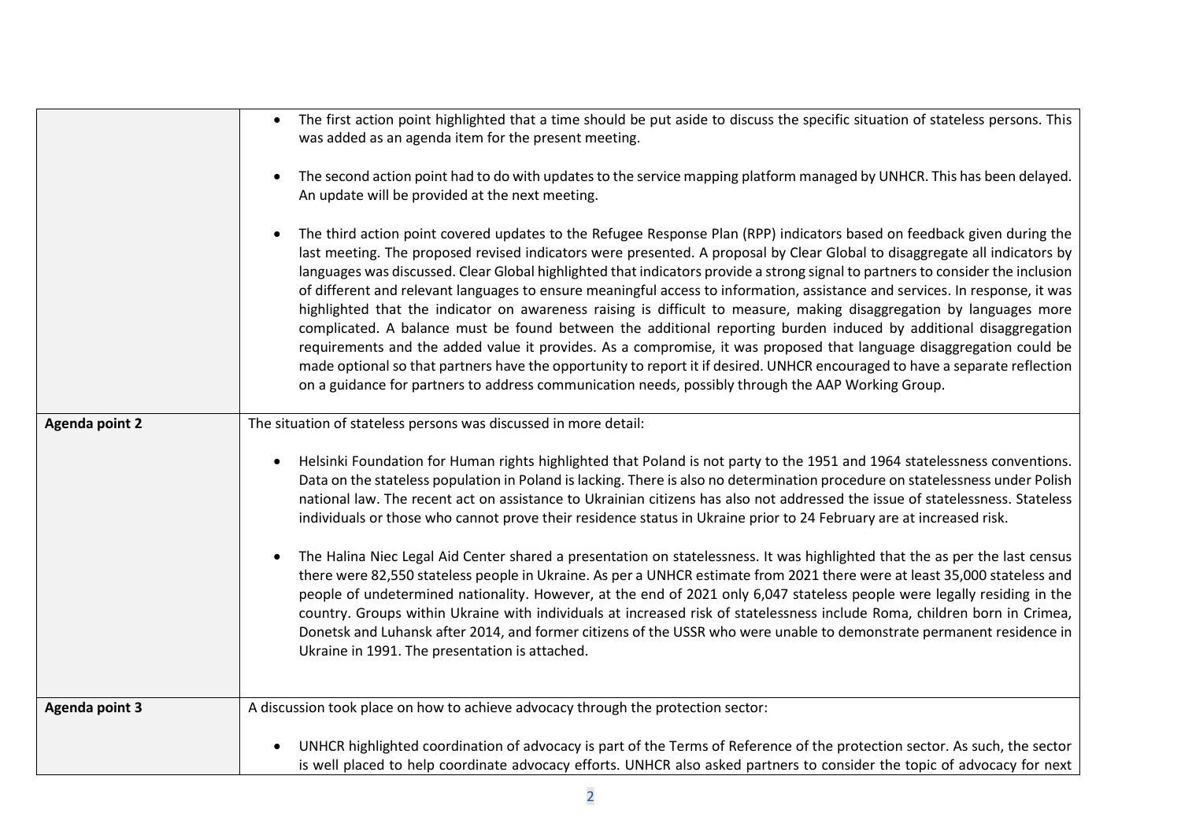| | |
|---|---|
| | • The first action point highlighted that a time should be put aside to discuss the specific situation of stateless persons. This was added as an agenda item for the present meeting.<br><br>• The second action point had to do with updates to the service mapping platform managed by UNHCR. This has been delayed. An update will be provided at the next meeting.<br><br>• The third action point covered updates to the Refugee Response Plan (RPP) indicators based on feedback given during the last meeting. The proposed revised indicators were presented. A proposal by Clear Global to disaggregate all indicators by languages was discussed. Clear Global highlighted that indicators provide a strong signal to partners to consider the inclusion of different and relevant languages to ensure meaningful access to information, assistance and services. In response, it was highlighted that the indicator on awareness raising is difficult to measure, making disaggregation by languages more complicated. A balance must be found between the additional reporting burden induced by additional disaggregation requirements and the added value it provides. As a compromise, it was proposed that language disaggregation could be made optional so that partners have the opportunity to report it if desired. UNHCR encouraged to have a separate reflection on a guidance for partners to address communication needs, possibly through the AAP Working Group. |
| **Agenda point 2** | The situation of stateless persons was discussed in more detail:<br><br>• Helsinki Foundation for Human rights highlighted that Poland is not party to the 1951 and 1964 statelessness conventions. Data on the stateless population in Poland is lacking. There is also no determination procedure on statelessness under Polish national law. The recent act on assistance to Ukrainian citizens has also not addressed the issue of statelessness. Stateless individuals or those who cannot prove their residence status in Ukraine prior to 24 February are at increased risk.<br><br>• The Halina Niec Legal Aid Center shared a presentation on statelessness. It was highlighted that the as per the last census there were 82,550 stateless people in Ukraine. As per a UNHCR estimate from 2021 there were at least 35,000 stateless and people of undetermined nationality. However, at the end of 2021 only 6,047 stateless people were legally residing in the country. Groups within Ukraine with individuals at increased risk of statelessness include Roma, children born in Crimea, Donetsk and Luhansk after 2014, and former citizens of the USSR who were unable to demonstrate permanent residence in Ukraine in 1991. The presentation is attached. |
| **Agenda point 3** | A discussion took place on how to achieve advocacy through the protection sector:<br><br>• UNHCR highlighted coordination of advocacy is part of the Terms of Reference of the protection sector. As such, the sector is well placed to help coordinate advocacy efforts. UNHCR also asked partners to consider the topic of advocacy for next |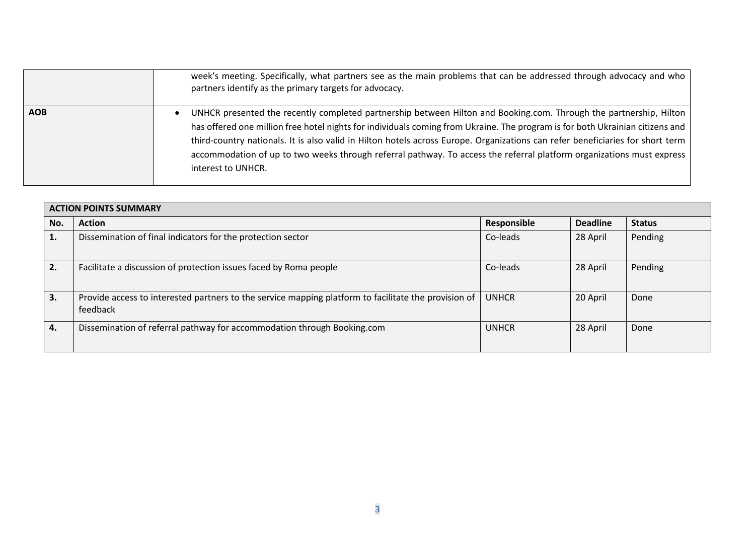| | |
|---|---|
| | week's meeting. Specifically, what partners see as the main problems that can be addressed through advocacy and who partners identify as the primary targets for advocacy. |
| **AOB** | • UNHCR presented the recently completed partnership between Hilton and Booking.com. Through the partnership, Hilton has offered one million free hotel nights for individuals coming from Ukraine. The program is for both Ukrainian citizens and third-country nationals. It is also valid in Hilton hotels across Europe. Organizations can refer beneficiaries for short term accommodation of up to two weeks through referral pathway. To access the referral platform organizations must express interest to UNHCR. |

| **ACTION POINTS SUMMARY** | | | | |
|---|---|---|---|---|
| **No.** | **Action** | **Responsible** | **Deadline** | **Status** |
| **1.** | Dissemination of final indicators for the protection sector | Co-leads | 28 April | Pending |
| **2.** | Facilitate a discussion of protection issues faced by Roma people | Co-leads | 28 April | Pending |
| **3.** | Provide access to interested partners to the service mapping platform to facilitate the provision of feedback | UNHCR | 20 April | Done |
| **4.** | Dissemination of referral pathway for accommodation through Booking.com | UNHCR | 28 April | Done |